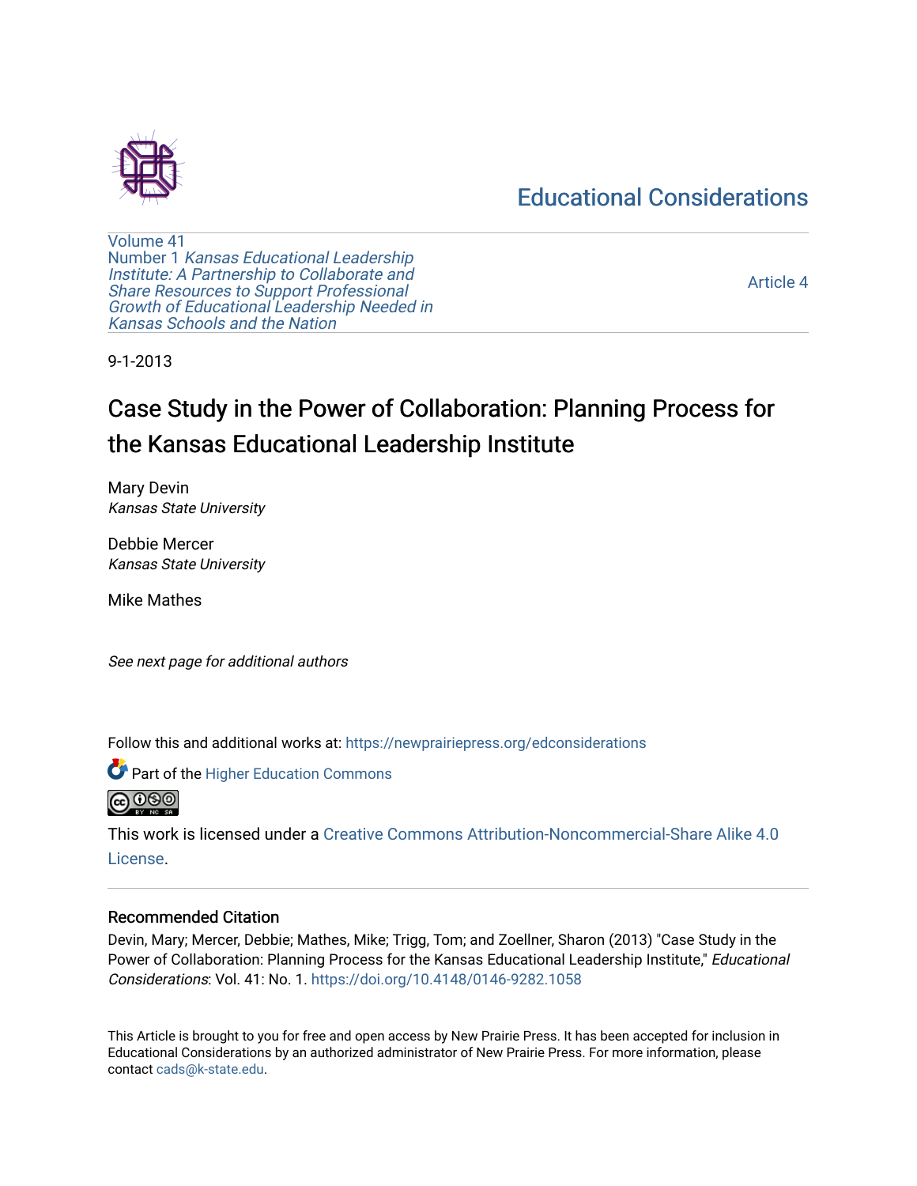Educational Considerations

Volume 41
Number 1 *Kansas Educational Leadership Institute: A Partnership to Collaborate and Share Resources to Support Professional Growth of Educational Leadership Needed in Kansas Schools and the Nation*

Article 4

9-1-2013

# Case Study in the Power of Collaboration: Planning Process for the Kansas Educational Leadership Institute

Mary Devin
*Kansas State University*

Debbie Mercer
*Kansas State University*

Mike Mathes

*See next page for additional authors*

Follow this and additional works at: https://newprairiepress.org/edconsiderations

Part of the Higher Education Commons

This work is licensed under a Creative Commons Attribution-Noncommercial-Share Alike 4.0 License.

## Recommended Citation

Devin, Mary; Mercer, Debbie; Mathes, Mike; Trigg, Tom; and Zoellner, Sharon (2013) "Case Study in the Power of Collaboration: Planning Process for the Kansas Educational Leadership Institute," *Educational Considerations*: Vol. 41: No. 1. https://doi.org/10.4148/0146-9282.1058

This Article is brought to you for free and open access by New Prairie Press. It has been accepted for inclusion in Educational Considerations by an authorized administrator of New Prairie Press. For more information, please contact cads@k-state.edu.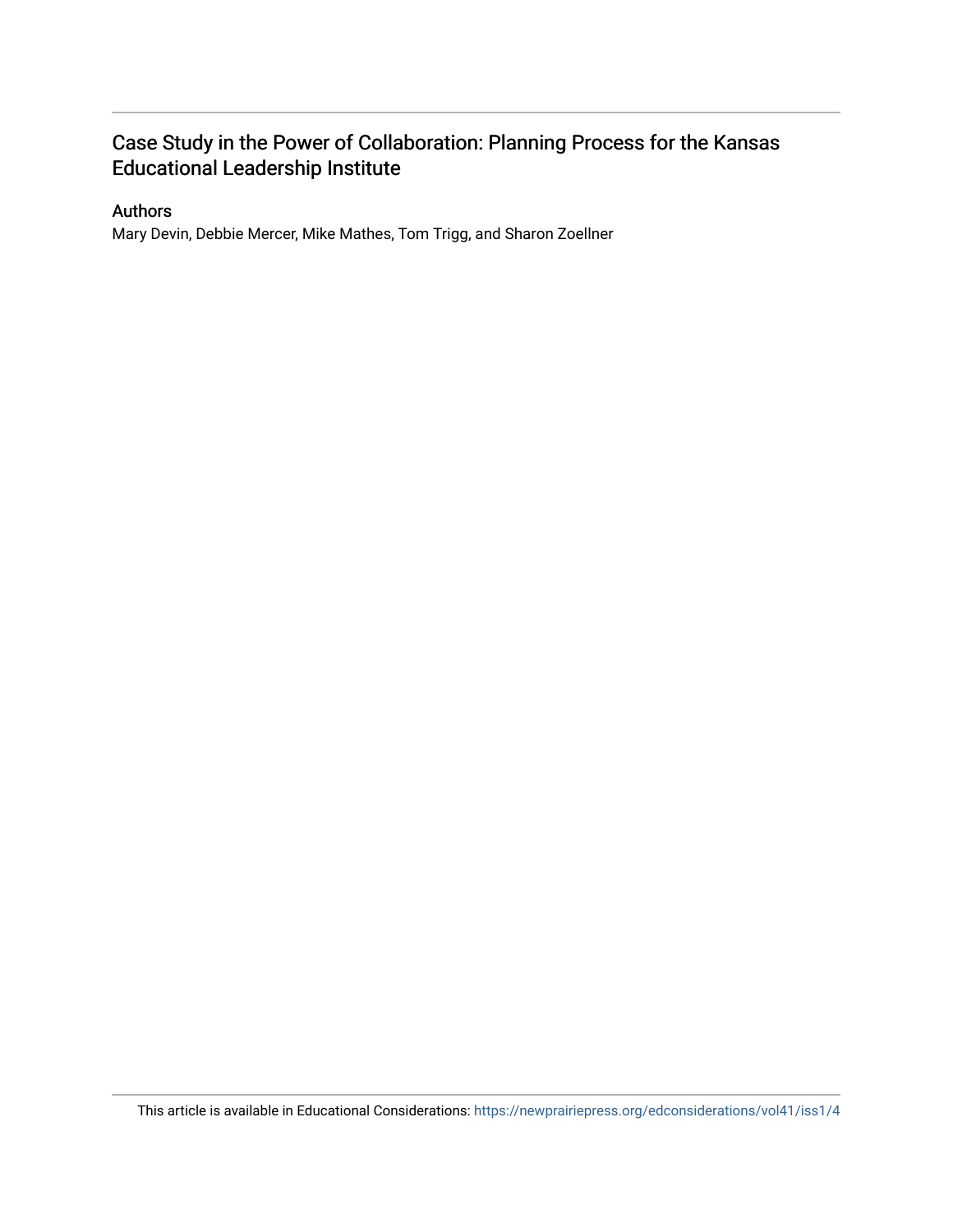# Case Study in the Power of Collaboration: Planning Process for the Kansas Educational Leadership Institute

## Authors

Mary Devin, Debbie Mercer, Mike Mathes, Tom Trigg, and Sharon Zoellner

This article is available in Educational Considerations: https://newprairiepress.org/edconsiderations/vol41/iss1/4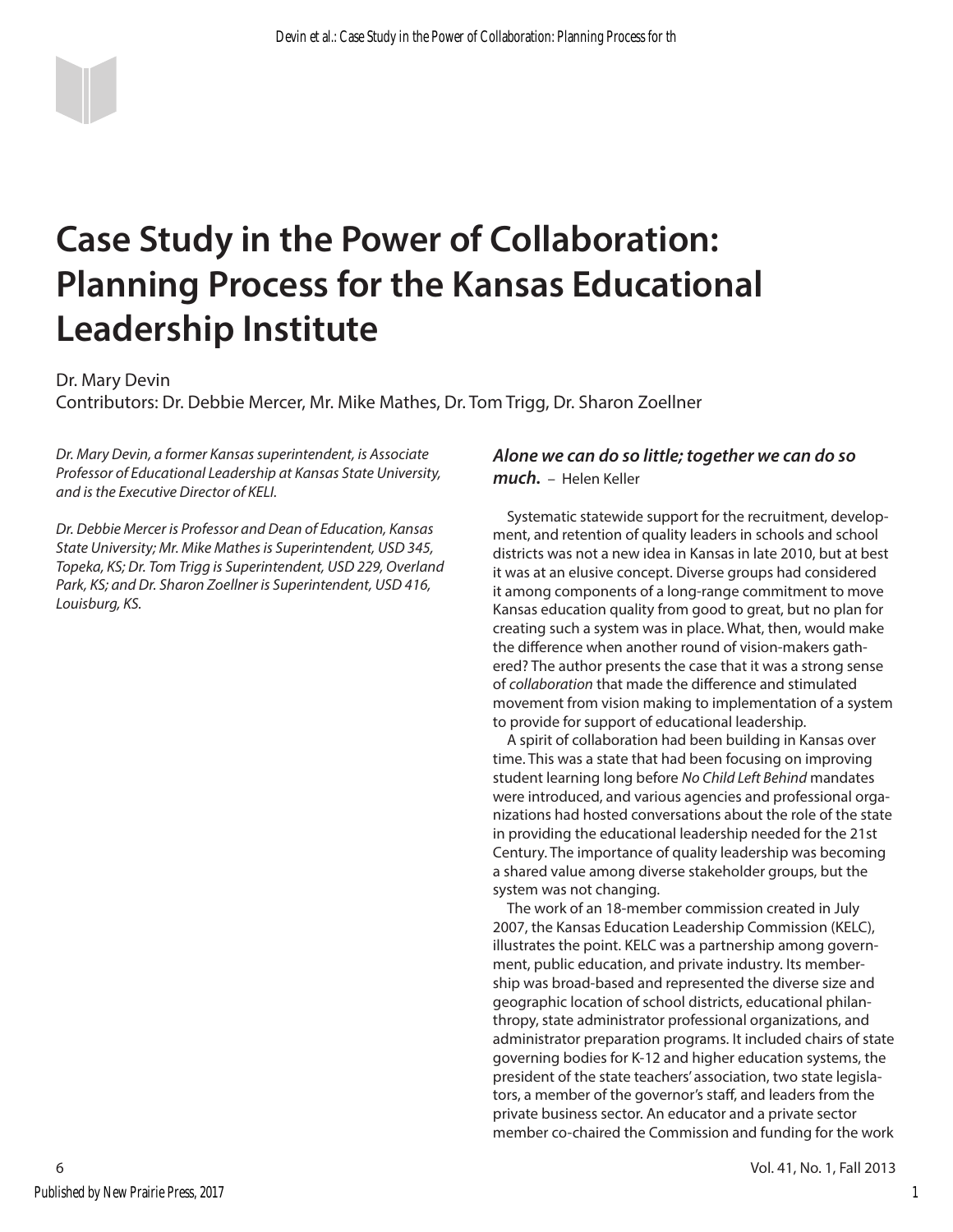# Case Study in the Power of Collaboration: Planning Process for the Kansas Educational Leadership Institute

Dr. Mary Devin
Contributors: Dr. Debbie Mercer, Mr. Mike Mathes, Dr. Tom Trigg, Dr. Sharon Zoellner

*Dr. Mary Devin, a former Kansas superintendent, is Associate Professor of Educational Leadership at Kansas State University, and is the Executive Director of KELI.*

*Dr. Debbie Mercer is Professor and Dean of Education, Kansas State University; Mr. Mike Mathes is Superintendent, USD 345, Topeka, KS; Dr. Tom Trigg is Superintendent, USD 229, Overland Park, KS; and Dr. Sharon Zoellner is Superintendent, USD 416, Louisburg, KS.*

***Alone we can do so little; together we can do so much.*** – Helen Keller

Systematic statewide support for the recruitment, development, and retention of quality leaders in schools and school districts was not a new idea in Kansas in late 2010, but at best it was at an elusive concept. Diverse groups had considered it among components of a long-range commitment to move Kansas education quality from good to great, but no plan for creating such a system was in place. What, then, would make the difference when another round of vision-makers gathered? The author presents the case that it was a strong sense of *collaboration* that made the difference and stimulated movement from vision making to implementation of a system to provide for support of educational leadership.

A spirit of collaboration had been building in Kansas over time. This was a state that had been focusing on improving student learning long before *No Child Left Behind* mandates were introduced, and various agencies and professional organizations had hosted conversations about the role of the state in providing the educational leadership needed for the 21st Century. The importance of quality leadership was becoming a shared value among diverse stakeholder groups, but the system was not changing.

The work of an 18-member commission created in July 2007, the Kansas Education Leadership Commission (KELC), illustrates the point. KELC was a partnership among government, public education, and private industry. Its membership was broad-based and represented the diverse size and geographic location of school districts, educational philanthropy, state administrator professional organizations, and administrator preparation programs. It included chairs of state governing bodies for K-12 and higher education systems, the president of the state teachers' association, two state legislators, a member of the governor's staff, and leaders from the private business sector. An educator and a private sector member co-chaired the Commission and funding for the work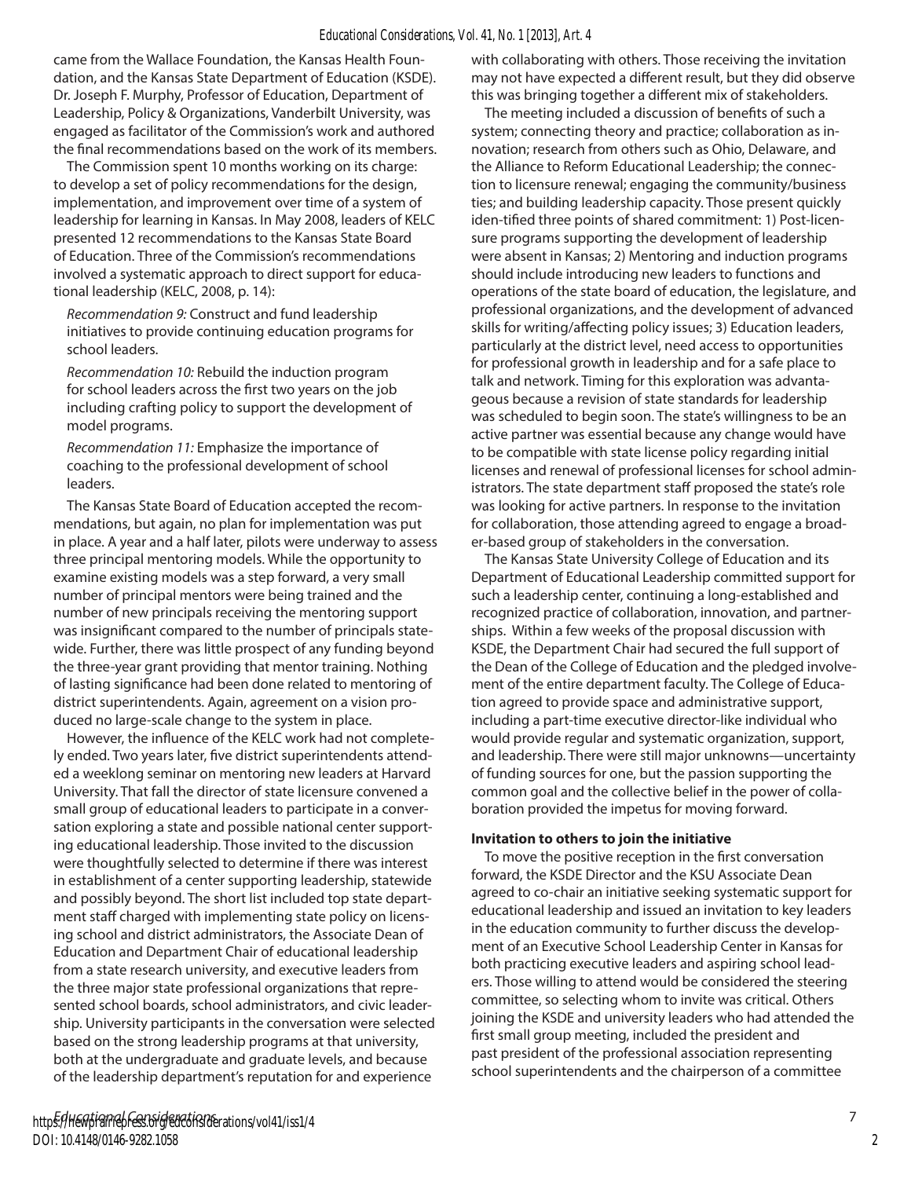came from the Wallace Foundation, the Kansas Health Foundation, and the Kansas State Department of Education (KSDE). Dr. Joseph F. Murphy, Professor of Education, Department of Leadership, Policy & Organizations, Vanderbilt University, was engaged as facilitator of the Commission's work and authored the final recommendations based on the work of its members.

The Commission spent 10 months working on its charge: to develop a set of policy recommendations for the design, implementation, and improvement over time of a system of leadership for learning in Kansas. In May 2008, leaders of KELC presented 12 recommendations to the Kansas State Board of Education. Three of the Commission's recommendations involved a systematic approach to direct support for educational leadership (KELC, 2008, p. 14):

*Recommendation 9:* Construct and fund leadership initiatives to provide continuing education programs for school leaders.

*Recommendation 10:* Rebuild the induction program for school leaders across the first two years on the job including crafting policy to support the development of model programs.

*Recommendation 11:* Emphasize the importance of coaching to the professional development of school leaders.

The Kansas State Board of Education accepted the recommendations, but again, no plan for implementation was put in place. A year and a half later, pilots were underway to assess three principal mentoring models. While the opportunity to examine existing models was a step forward, a very small number of principal mentors were being trained and the number of new principals receiving the mentoring support was insignificant compared to the number of principals statewide. Further, there was little prospect of any funding beyond the three-year grant providing that mentor training. Nothing of lasting significance had been done related to mentoring of district superintendents. Again, agreement on a vision produced no large-scale change to the system in place.

However, the influence of the KELC work had not completely ended. Two years later, five district superintendents attended a weeklong seminar on mentoring new leaders at Harvard University. That fall the director of state licensure convened a small group of educational leaders to participate in a conversation exploring a state and possible national center supporting educational leadership. Those invited to the discussion were thoughtfully selected to determine if there was interest in establishment of a center supporting leadership, statewide and possibly beyond. The short list included top state department staff charged with implementing state policy on licensing school and district administrators, the Associate Dean of Education and Department Chair of educational leadership from a state research university, and executive leaders from the three major state professional organizations that represented school boards, school administrators, and civic leadership. University participants in the conversation were selected based on the strong leadership programs at that university, both at the undergraduate and graduate levels, and because of the leadership department's reputation for and experience with collaborating with others. Those receiving the invitation may not have expected a different result, but they did observe this was bringing together a different mix of stakeholders.

The meeting included a discussion of benefits of such a system; connecting theory and practice; collaboration as innovation; research from others such as Ohio, Delaware, and the Alliance to Reform Educational Leadership; the connection to licensure renewal; engaging the community/business ties; and building leadership capacity. Those present quickly identified three points of shared commitment: 1) Post-licensure programs supporting the development of leadership were absent in Kansas; 2) Mentoring and induction programs should include introducing new leaders to functions and operations of the state board of education, the legislature, and professional organizations, and the development of advanced skills for writing/affecting policy issues; 3) Education leaders, particularly at the district level, need access to opportunities for professional growth in leadership and for a safe place to talk and network. Timing for this exploration was advantageous because a revision of state standards for leadership was scheduled to begin soon. The state's willingness to be an active partner was essential because any change would have to be compatible with state license policy regarding initial licenses and renewal of professional licenses for school administrators. The state department staff proposed the state's role was looking for active partners. In response to the invitation for collaboration, those attending agreed to engage a broader-based group of stakeholders in the conversation.

The Kansas State University College of Education and its Department of Educational Leadership committed support for such a leadership center, continuing a long-established and recognized practice of collaboration, innovation, and partnerships. Within a few weeks of the proposal discussion with KSDE, the Department Chair had secured the full support of the Dean of the College of Education and the pledged involvement of the entire department faculty. The College of Education agreed to provide space and administrative support, including a part-time executive director-like individual who would provide regular and systematic organization, support, and leadership. There were still major unknowns—uncertainty of funding sources for one, but the passion supporting the common goal and the collective belief in the power of collaboration provided the impetus for moving forward.

**Invitation to others to join the initiative**

To move the positive reception in the first conversation forward, the KSDE Director and the KSU Associate Dean agreed to co-chair an initiative seeking systematic support for educational leadership and issued an invitation to key leaders in the education community to further discuss the development of an Executive School Leadership Center in Kansas for both practicing executive leaders and aspiring school leaders. Those willing to attend would be considered the steering committee, so selecting whom to invite was critical. Others joining the KSDE and university leaders who had attended the first small group meeting, included the president and past president of the professional association representing school superintendents and the chairperson of a committee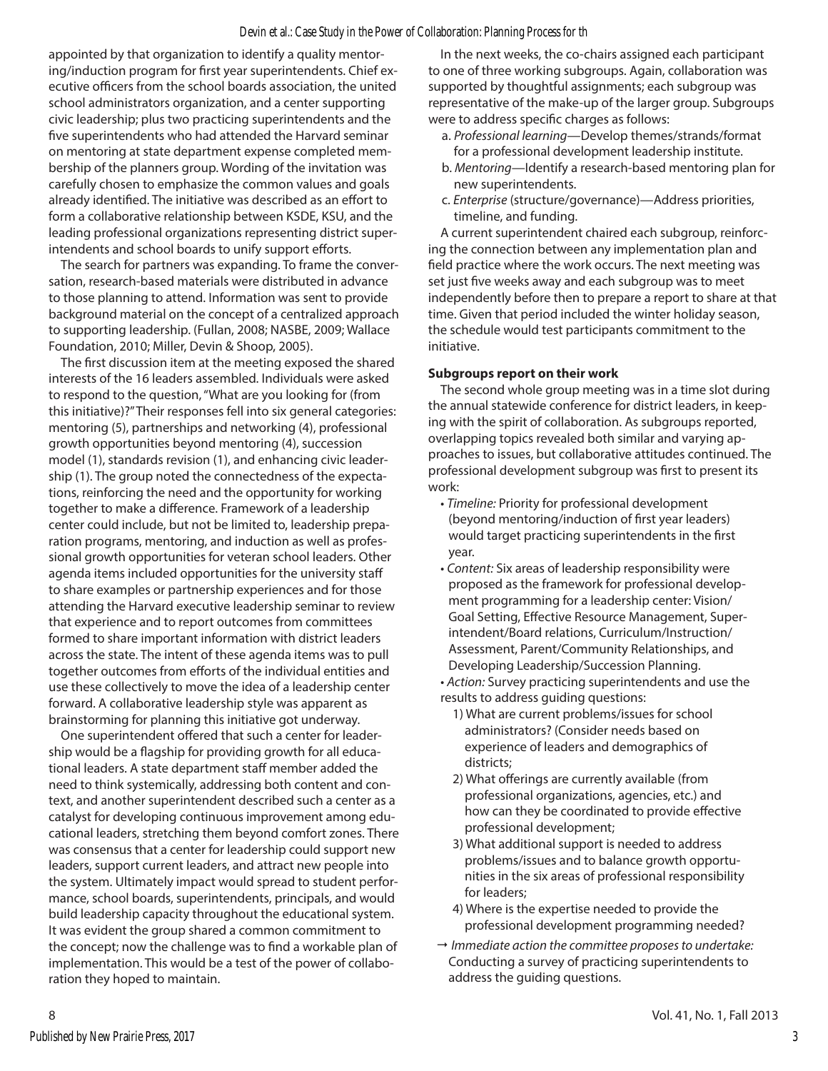appointed by that organization to identify a quality mentoring/induction program for first year superintendents. Chief executive officers from the school boards association, the united school administrators organization, and a center supporting civic leadership; plus two practicing superintendents and the five superintendents who had attended the Harvard seminar on mentoring at state department expense completed membership of the planners group. Wording of the invitation was carefully chosen to emphasize the common values and goals already identified. The initiative was described as an effort to form a collaborative relationship between KSDE, KSU, and the leading professional organizations representing district superintendents and school boards to unify support efforts.

The search for partners was expanding. To frame the conversation, research-based materials were distributed in advance to those planning to attend. Information was sent to provide background material on the concept of a centralized approach to supporting leadership. (Fullan, 2008; NASBE, 2009; Wallace Foundation, 2010; Miller, Devin & Shoop, 2005).

The first discussion item at the meeting exposed the shared interests of the 16 leaders assembled. Individuals were asked to respond to the question, "What are you looking for (from this initiative)?" Their responses fell into six general categories: mentoring (5), partnerships and networking (4), professional growth opportunities beyond mentoring (4), succession model (1), standards revision (1), and enhancing civic leadership (1). The group noted the connectedness of the expectations, reinforcing the need and the opportunity for working together to make a difference. Framework of a leadership center could include, but not be limited to, leadership preparation programs, mentoring, and induction as well as professional growth opportunities for veteran school leaders. Other agenda items included opportunities for the university staff to share examples or partnership experiences and for those attending the Harvard executive leadership seminar to review that experience and to report outcomes from committees formed to share important information with district leaders across the state. The intent of these agenda items was to pull together outcomes from efforts of the individual entities and use these collectively to move the idea of a leadership center forward. A collaborative leadership style was apparent as brainstorming for planning this initiative got underway.

One superintendent offered that such a center for leadership would be a flagship for providing growth for all educational leaders. A state department staff member added the need to think systemically, addressing both content and context, and another superintendent described such a center as a catalyst for developing continuous improvement among educational leaders, stretching them beyond comfort zones. There was consensus that a center for leadership could support new leaders, support current leaders, and attract new people into the system. Ultimately impact would spread to student performance, school boards, superintendents, principals, and would build leadership capacity throughout the educational system. It was evident the group shared a common commitment to the concept; now the challenge was to find a workable plan of implementation. This would be a test of the power of collaboration they hoped to maintain.

In the next weeks, the co-chairs assigned each participant to one of three working subgroups. Again, collaboration was supported by thoughtful assignments; each subgroup was representative of the make-up of the larger group. Subgroups were to address specific charges as follows:

a. *Professional learning*—Develop themes/strands/format for a professional development leadership institute.
b. *Mentoring*—Identify a research-based mentoring plan for new superintendents.
c. *Enterprise* (structure/governance)—Address priorities, timeline, and funding.

A current superintendent chaired each subgroup, reinforcing the connection between any implementation plan and field practice where the work occurs. The next meeting was set just five weeks away and each subgroup was to meet independently before then to prepare a report to share at that time. Given that period included the winter holiday season, the schedule would test participants commitment to the initiative.

**Subgroups report on their work**

The second whole group meeting was in a time slot during the annual statewide conference for district leaders, in keeping with the spirit of collaboration. As subgroups reported, overlapping topics revealed both similar and varying approaches to issues, but collaborative attitudes continued. The professional development subgroup was first to present its work:

- *Timeline:* Priority for professional development (beyond mentoring/induction of first year leaders) would target practicing superintendents in the first year.
- *Content:* Six areas of leadership responsibility were proposed as the framework for professional development programming for a leadership center: Vision/Goal Setting, Effective Resource Management, Superintendent/Board relations, Curriculum/Instruction/Assessment, Parent/Community Relationships, and Developing Leadership/Succession Planning.
- *Action:* Survey practicing superintendents and use the results to address guiding questions:
  1) What are current problems/issues for school administrators? (Consider needs based on experience of leaders and demographics of districts;
  2) What offerings are currently available (from professional organizations, agencies, etc.) and how can they be coordinated to provide effective professional development;
  3) What additional support is needed to address problems/issues and to balance growth opportunities in the six areas of professional responsibility for leaders;
  4) Where is the expertise needed to provide the professional development programming needed?

→ *Immediate action the committee proposes to undertake:* Conducting a survey of practicing superintendents to address the guiding questions.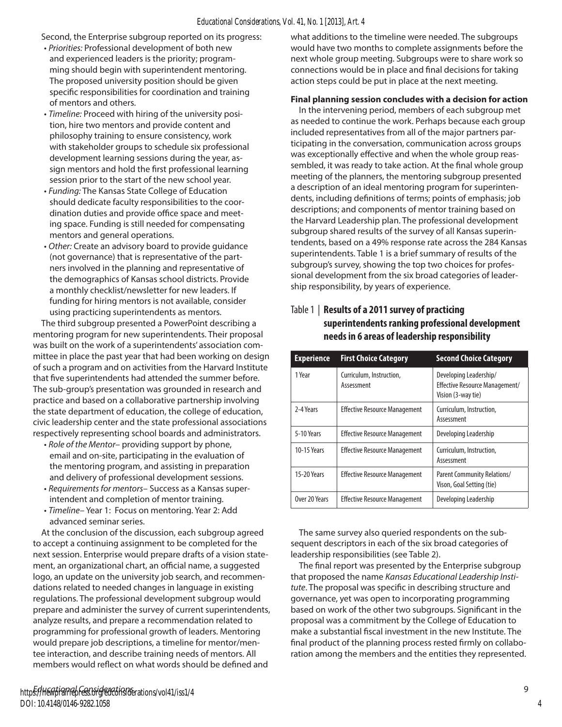Second, the Enterprise subgroup reported on its progress:

- *Priorities:* Professional development of both new and experienced leaders is the priority; programming should begin with superintendent mentoring. The proposed university position should be given specific responsibilities for coordination and training of mentors and others.
- *Timeline:* Proceed with hiring of the university position, hire two mentors and provide content and philosophy training to ensure consistency, work with stakeholder groups to schedule six professional development learning sessions during the year, assign mentors and hold the first professional learning session prior to the start of the new school year.
- *Funding:* The Kansas State College of Education should dedicate faculty responsibilities to the coordination duties and provide office space and meeting space. Funding is still needed for compensating mentors and general operations.
- *Other:* Create an advisory board to provide guidance (not governance) that is representative of the partners involved in the planning and representative of the demographics of Kansas school districts. Provide a monthly checklist/newsletter for new leaders. If funding for hiring mentors is not available, consider using practicing superintendents as mentors.

The third subgroup presented a PowerPoint describing a mentoring program for new superintendents. Their proposal was built on the work of a superintendents' association committee in place the past year that had been working on design of such a program and on activities from the Harvard Institute that five superintendents had attended the summer before. The sub-group's presentation was grounded in research and practice and based on a collaborative partnership involving the state department of education, the college of education, civic leadership center and the state professional associations respectively representing school boards and administrators.

- *Role of the Mentor*– providing support by phone, email and on-site, participating in the evaluation of the mentoring program, and assisting in preparation and delivery of professional development sessions.
- *Requirements for mentors*– Success as a Kansas superintendent and completion of mentor training.
- *Timeline*– Year 1: Focus on mentoring. Year 2: Add advanced seminar series.

At the conclusion of the discussion, each subgroup agreed to accept a continuing assignment to be completed for the next session. Enterprise would prepare drafts of a vision statement, an organizational chart, an official name, a suggested logo, an update on the university job search, and recommendations related to needed changes in language in existing regulations. The professional development subgroup would prepare and administer the survey of current superintendents, analyze results, and prepare a recommendation related to programming for professional growth of leaders. Mentoring would prepare job descriptions, a timeline for mentor/mentee interaction, and describe training needs of mentors. All members would reflect on what words should be defined and what additions to the timeline were needed. The subgroups would have two months to complete assignments before the next whole group meeting. Subgroups were to share work so connections would be in place and final decisions for taking action steps could be put in place at the next meeting.

**Final planning session concludes with a decision for action**

In the intervening period, members of each subgroup met as needed to continue the work. Perhaps because each group included representatives from all of the major partners participating in the conversation, communication across groups was exceptionally effective and when the whole group reassembled, it was ready to take action. At the final whole group meeting of the planners, the mentoring subgroup presented a description of an ideal mentoring program for superintendents, including definitions of terms; points of emphasis; job descriptions; and components of mentor training based on the Harvard Leadership plan. The professional development subgroup shared results of the survey of all Kansas superintendents, based on a 49% response rate across the 284 Kansas superintendents. Table 1 is a brief summary of results of the subgroup's survey, showing the top two choices for professional development from the six broad categories of leadership responsibility, by years of experience.

Table 1 | **Results of a 2011 survey of practicing superintendents ranking professional development needs in 6 areas of leadership responsibility**

| Experience | First Choice Category | Second Choice Category |
|---|---|---|
| 1 Year | Curriculum, Instruction, Assessment | Developing Leadership/ Effective Resource Management/ Vision (3-way tie) |
| 2-4 Years | Effective Resource Management | Curriculum, Instruction, Assessment |
| 5-10 Years | Effective Resource Management | Developing Leadership |
| 10-15 Years | Effective Resource Management | Curriculum, Instruction, Assessment |
| 15-20 Years | Effective Resource Management | Parent Community Relations/ Vison, Goal Setting (tie) |
| Over 20 Years | Effective Resource Management | Developing Leadership |

The same survey also queried respondents on the subsequent descriptors in each of the six broad categories of leadership responsibilities (see Table 2).

The final report was presented by the Enterprise subgroup that proposed the name *Kansas Educational Leadership Institute*. The proposal was specific in describing structure and governance, yet was open to incorporating programming based on work of the other two subgroups. Significant in the proposal was a commitment by the College of Education to make a substantial fiscal investment in the new Institute. The final product of the planning process rested firmly on collaboration among the members and the entities they represented.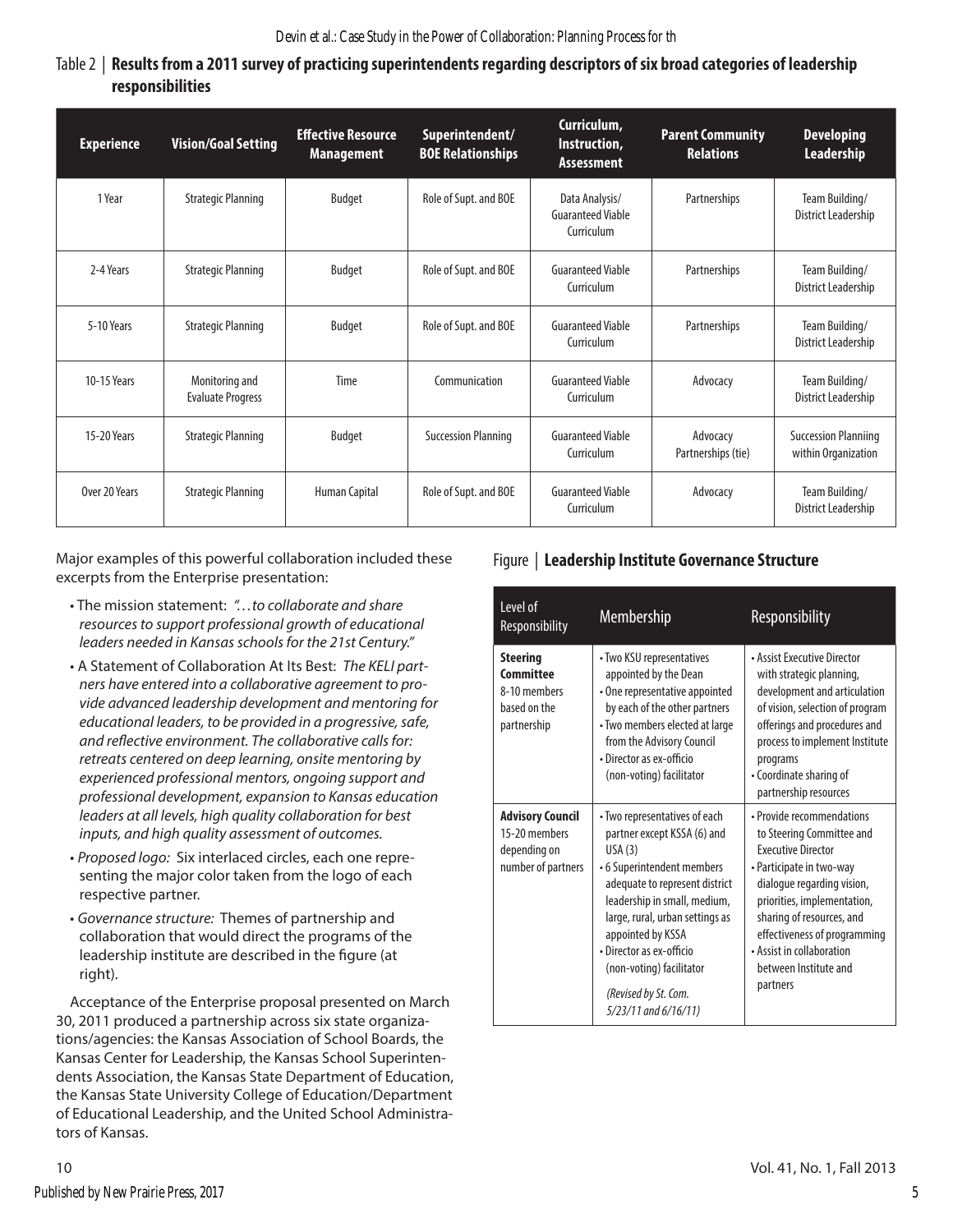Table 2 | **Results from a 2011 survey of practicing superintendents regarding descriptors of six broad categories of leadership responsibilities**

| Experience | Vision/Goal Setting | Effective Resource Management | Superintendent/ BOE Relationships | Curriculum, Instruction, Assessment | Parent Community Relations | Developing Leadership |
|---|---|---|---|---|---|---|
| 1 Year | Strategic Planning | Budget | Role of Supt. and BOE | Data Analysis/ Guaranteed Viable Curriculum | Partnerships | Team Building/ District Leadership |
| 2-4 Years | Strategic Planning | Budget | Role of Supt. and BOE | Guaranteed Viable Curriculum | Partnerships | Team Building/ District Leadership |
| 5-10 Years | Strategic Planning | Budget | Role of Supt. and BOE | Guaranteed Viable Curriculum | Partnerships | Team Building/ District Leadership |
| 10-15 Years | Monitoring and Evaluate Progress | Time | Communication | Guaranteed Viable Curriculum | Advocacy | Team Building/ District Leadership |
| 15-20 Years | Strategic Planning | Budget | Succession Planning | Guaranteed Viable Curriculum | Advocacy Partnerships (tie) | Succession Planniing within Organization |
| Over 20 Years | Strategic Planning | Human Capital | Role of Supt. and BOE | Guaranteed Viable Curriculum | Advocacy | Team Building/ District Leadership |

Major examples of this powerful collaboration included these excerpts from the Enterprise presentation:

- The mission statement: *"…to collaborate and share resources to support professional growth of educational leaders needed in Kansas schools for the 21st Century."*
- A Statement of Collaboration At Its Best: *The KELI partners have entered into a collaborative agreement to provide advanced leadership development and mentoring for educational leaders, to be provided in a progressive, safe, and reflective environment. The collaborative calls for: retreats centered on deep learning, onsite mentoring by experienced professional mentors, ongoing support and professional development, expansion to Kansas education leaders at all levels, high quality collaboration for best inputs, and high quality assessment of outcomes.*
- *Proposed logo:* Six interlaced circles, each one representing the major color taken from the logo of each respective partner.
- *Governance structure:* Themes of partnership and collaboration that would direct the programs of the leadership institute are described in the figure (at right).

Acceptance of the Enterprise proposal presented on March 30, 2011 produced a partnership across six state organizations/agencies: the Kansas Association of School Boards, the Kansas Center for Leadership, the Kansas School Superintendents Association, the Kansas State Department of Education, the Kansas State University College of Education/Department of Educational Leadership, and the United School Administrators of Kansas.

Figure | **Leadership Institute Governance Structure**

| Level of Responsibility | Membership | Responsibility |
|---|---|---|
| **Steering Committee** 8-10 members based on the partnership | • Two KSU representatives appointed by the Dean<br>• One representative appointed by each of the other partners<br>• Two members elected at large from the Advisory Council<br>• Director as ex-officio (non-voting) facilitator | • Assist Executive Director with strategic planning, development and articulation of vision, selection of program offerings and procedures and process to implement Institute programs<br>• Coordinate sharing of partnership resources |
| **Advisory Council** 15-20 members depending on number of partners | • Two representatives of each partner except KSSA (6) and USA (3)<br>• 6 Superintendent members adequate to represent district leadership in small, medium, large, rural, urban settings as appointed by KSSA<br>• Director as ex-officio (non-voting) facilitator<br>*(Revised by St. Com. 5/23/11 and 6/16/11)* | • Provide recommendations to Steering Committee and Executive Director<br>• Participate in two-way dialogue regarding vision, priorities, implementation, sharing of resources, and effectiveness of programming<br>• Assist in collaboration between Institute and partners |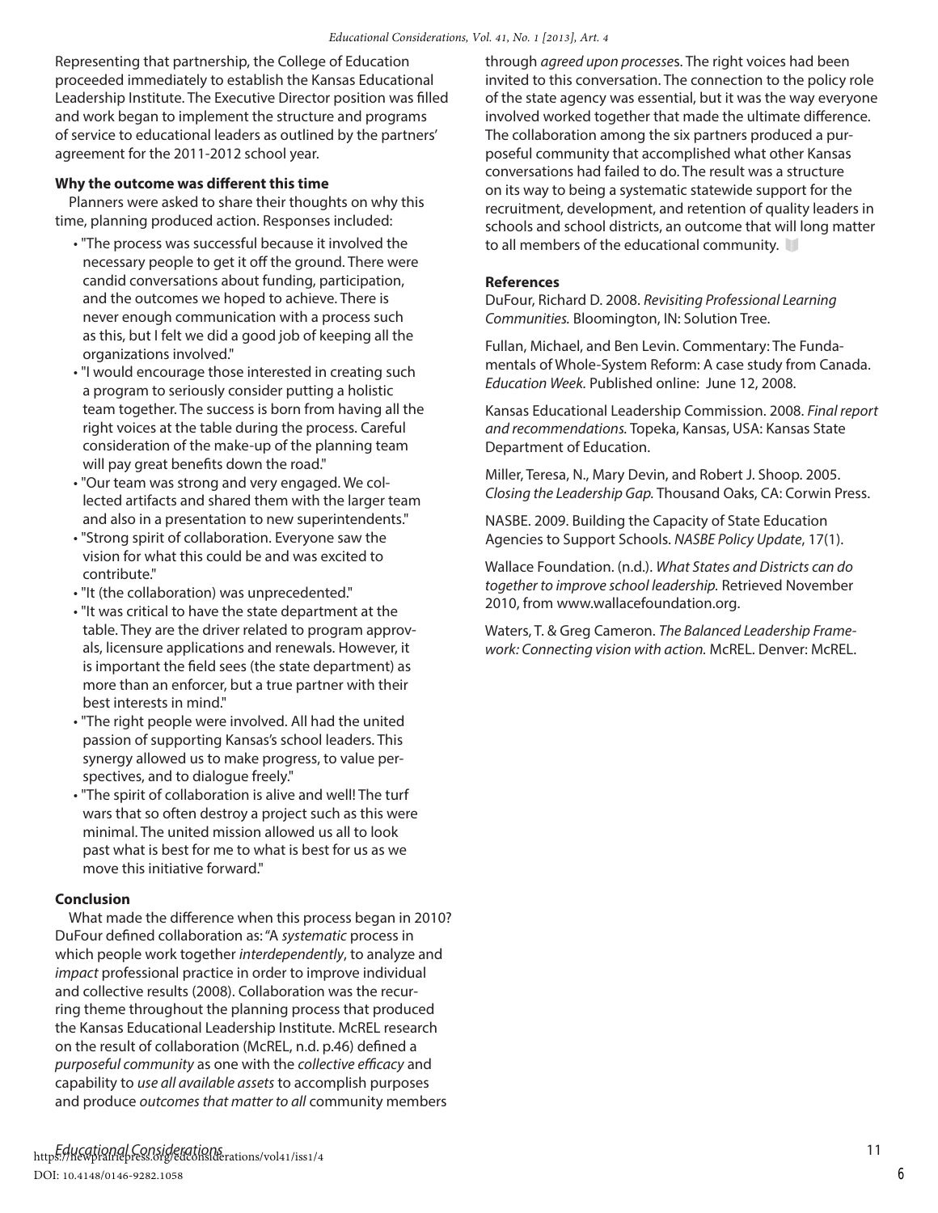Representing that partnership, the College of Education proceeded immediately to establish the Kansas Educational Leadership Institute. The Executive Director position was filled and work began to implement the structure and programs of service to educational leaders as outlined by the partners' agreement for the 2011-2012 school year.

**Why the outcome was different this time**

Planners were asked to share their thoughts on why this time, planning produced action. Responses included:

- "The process was successful because it involved the necessary people to get it off the ground. There were candid conversations about funding, participation, and the outcomes we hoped to achieve. There is never enough communication with a process such as this, but I felt we did a good job of keeping all the organizations involved."
- "I would encourage those interested in creating such a program to seriously consider putting a holistic team together. The success is born from having all the right voices at the table during the process. Careful consideration of the make-up of the planning team will pay great benefits down the road."
- "Our team was strong and very engaged. We collected artifacts and shared them with the larger team and also in a presentation to new superintendents."
- "Strong spirit of collaboration. Everyone saw the vision for what this could be and was excited to contribute."
- "It (the collaboration) was unprecedented."
- "It was critical to have the state department at the table. They are the driver related to program approvals, licensure applications and renewals. However, it is important the field sees (the state department) as more than an enforcer, but a true partner with their best interests in mind."
- "The right people were involved. All had the united passion of supporting Kansas's school leaders. This synergy allowed us to make progress, to value perspectives, and to dialogue freely."
- "The spirit of collaboration is alive and well! The turf wars that so often destroy a project such as this were minimal. The united mission allowed us all to look past what is best for me to what is best for us as we move this initiative forward."

**Conclusion**

What made the difference when this process began in 2010? DuFour defined collaboration as: "A *systematic* process in which people work together *interdependently*, to analyze and *impact* professional practice in order to improve individual and collective results (2008). Collaboration was the recurring theme throughout the planning process that produced the Kansas Educational Leadership Institute. McREL research on the result of collaboration (McREL, n.d. p.46) defined a *purposeful community* as one with the *collective efficacy* and capability to *use all available assets* to accomplish purposes and produce *outcomes that matter to all* community members through *agreed upon process*es. The right voices had been invited to this conversation. The connection to the policy role of the state agency was essential, but it was the way everyone involved worked together that made the ultimate difference. The collaboration among the six partners produced a purposeful community that accomplished what other Kansas conversations had failed to do. The result was a structure on its way to being a systematic statewide support for the recruitment, development, and retention of quality leaders in schools and school districts, an outcome that will long matter to all members of the educational community.

**References**

DuFour, Richard D. 2008. *Revisiting Professional Learning Communities.* Bloomington, IN: Solution Tree.

Fullan, Michael, and Ben Levin. Commentary: The Fundamentals of Whole-System Reform: A case study from Canada. *Education Week.* Published online: June 12, 2008.

Kansas Educational Leadership Commission. 2008. *Final report and recommendations.* Topeka, Kansas, USA: Kansas State Department of Education.

Miller, Teresa, N., Mary Devin, and Robert J. Shoop. 2005. *Closing the Leadership Gap.* Thousand Oaks, CA: Corwin Press.

NASBE. 2009. Building the Capacity of State Education Agencies to Support Schools. *NASBE Policy Update*, 17(1).

Wallace Foundation. (n.d.). *What States and Districts can do together to improve school leadership.* Retrieved November 2010, from www.wallacefoundation.org.

Waters, T. & Greg Cameron. *The Balanced Leadership Framework: Connecting vision with action.* McREL. Denver: McREL.